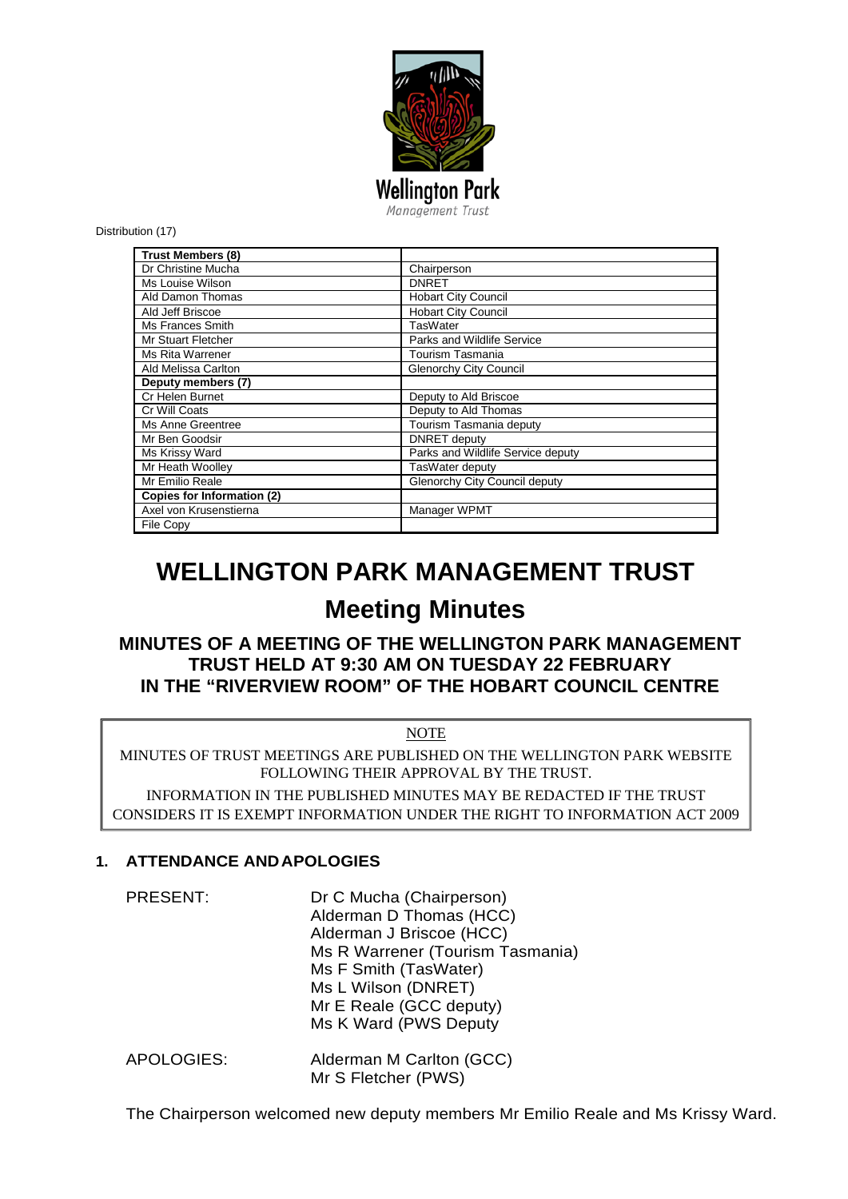Wellington Park
Management Trust

Distribution (17)

| Trust Members (8) | |
|---|---|
| Dr Christine Mucha | Chairperson |
| Ms Louise Wilson | DNRET |
| Ald Damon Thomas | Hobart City Council |
| Ald Jeff Briscoe | Hobart City Council |
| Ms Frances Smith | TasWater |
| Mr Stuart Fletcher | Parks and Wildlife Service |
| Ms Rita Warrener | Tourism Tasmania |
| Ald Melissa Carlton | Glenorchy City Council |
| **Deputy members (7)** | |
| Cr Helen Burnet | Deputy to Ald Briscoe |
| Cr Will Coats | Deputy to Ald Thomas |
| Ms Anne Greentree | Tourism Tasmania deputy |
| Mr Ben Goodsir | DNRET deputy |
| Ms Krissy Ward | Parks and Wildlife Service deputy |
| Mr Heath Woolley | TasWater deputy |
| Mr Emilio Reale | Glenorchy City Council deputy |
| **Copies for Information (2)** | |
| Axel von Krusenstierna | Manager WPMT |
| File Copy | |

# WELLINGTON PARK MANAGEMENT TRUST

## Meeting Minutes

### MINUTES OF A MEETING OF THE WELLINGTON PARK MANAGEMENT TRUST HELD AT 9:30 AM ON TUESDAY 22 FEBRUARY IN THE "RIVERVIEW ROOM" OF THE HOBART COUNCIL CENTRE

NOTE

MINUTES OF TRUST MEETINGS ARE PUBLISHED ON THE WELLINGTON PARK WEBSITE FOLLOWING THEIR APPROVAL BY THE TRUST.

INFORMATION IN THE PUBLISHED MINUTES MAY BE REDACTED IF THE TRUST CONSIDERS IT IS EXEMPT INFORMATION UNDER THE RIGHT TO INFORMATION ACT 2009

### 1. ATTENDANCE AND APOLOGIES

PRESENT:
Dr C Mucha (Chairperson)
Alderman D Thomas (HCC)
Alderman J Briscoe (HCC)
Ms R Warrener (Tourism Tasmania)
Ms F Smith (TasWater)
Ms L Wilson (DNRET)
Mr E Reale (GCC deputy)
Ms K Ward (PWS Deputy

APOLOGIES:
Alderman M Carlton (GCC)
Mr S Fletcher (PWS)

The Chairperson welcomed new deputy members Mr Emilio Reale and Ms Krissy Ward.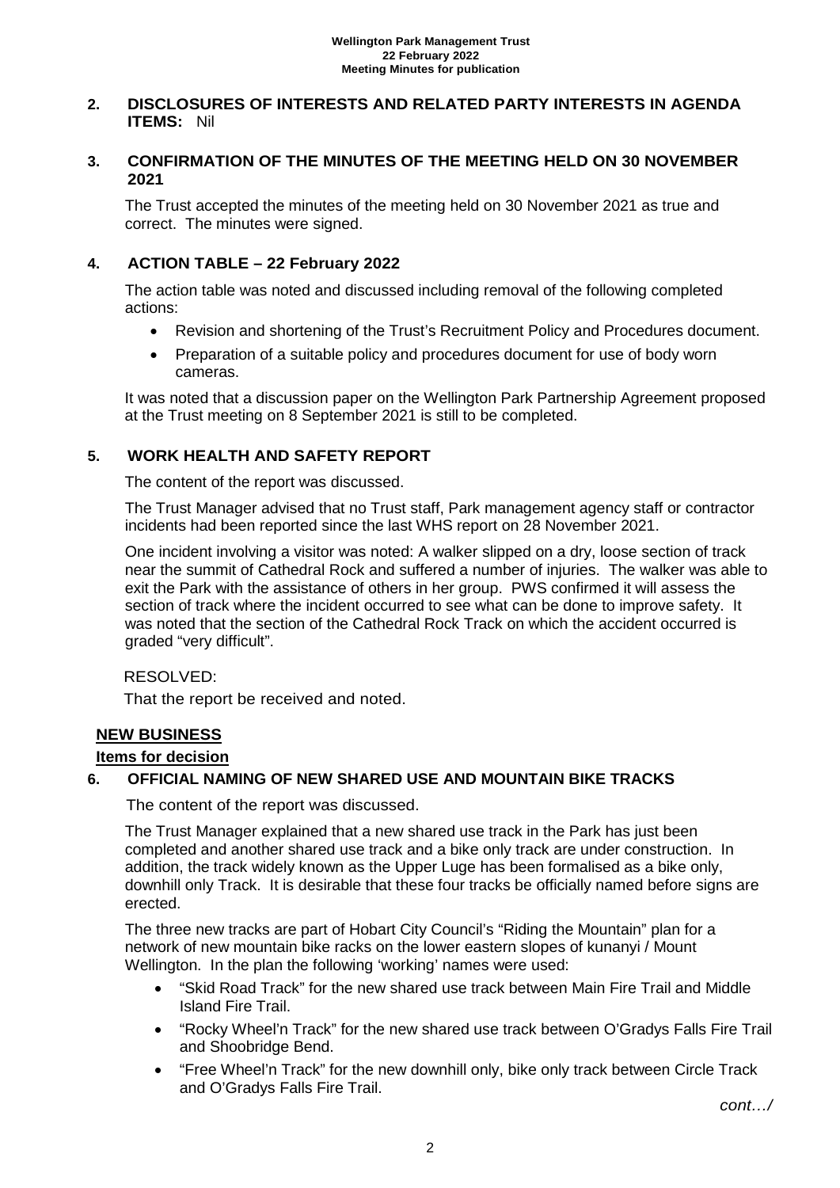## 2. DISCLOSURES OF INTERESTS AND RELATED PARTY INTERESTS IN AGENDA ITEMS: Nil

## 3. CONFIRMATION OF THE MINUTES OF THE MEETING HELD ON 30 NOVEMBER 2021

The Trust accepted the minutes of the meeting held on 30 November 2021 as true and correct. The minutes were signed.

## 4. ACTION TABLE – 22 February 2022

The action table was noted and discussed including removal of the following completed actions:

- Revision and shortening of the Trust's Recruitment Policy and Procedures document.
- Preparation of a suitable policy and procedures document for use of body worn cameras.

It was noted that a discussion paper on the Wellington Park Partnership Agreement proposed at the Trust meeting on 8 September 2021 is still to be completed.

## 5. WORK HEALTH AND SAFETY REPORT

The content of the report was discussed.

The Trust Manager advised that no Trust staff, Park management agency staff or contractor incidents had been reported since the last WHS report on 28 November 2021.

One incident involving a visitor was noted: A walker slipped on a dry, loose section of track near the summit of Cathedral Rock and suffered a number of injuries. The walker was able to exit the Park with the assistance of others in her group. PWS confirmed it will assess the section of track where the incident occurred to see what can be done to improve safety. It was noted that the section of the Cathedral Rock Track on which the accident occurred is graded "very difficult".

RESOLVED:

That the report be received and noted.

## NEW BUSINESS

### Items for decision

## 6. OFFICIAL NAMING OF NEW SHARED USE AND MOUNTAIN BIKE TRACKS

The content of the report was discussed.

The Trust Manager explained that a new shared use track in the Park has just been completed and another shared use track and a bike only track are under construction. In addition, the track widely known as the Upper Luge has been formalised as a bike only, downhill only Track. It is desirable that these four tracks be officially named before signs are erected.

The three new tracks are part of Hobart City Council's "Riding the Mountain" plan for a network of new mountain bike racks on the lower eastern slopes of kunanyi / Mount Wellington. In the plan the following 'working' names were used:

- "Skid Road Track" for the new shared use track between Main Fire Trail and Middle Island Fire Trail.
- "Rocky Wheel'n Track" for the new shared use track between O'Gradys Falls Fire Trail and Shoobridge Bend.
- "Free Wheel'n Track" for the new downhill only, bike only track between Circle Track and O'Gradys Falls Fire Trail.

*cont…/*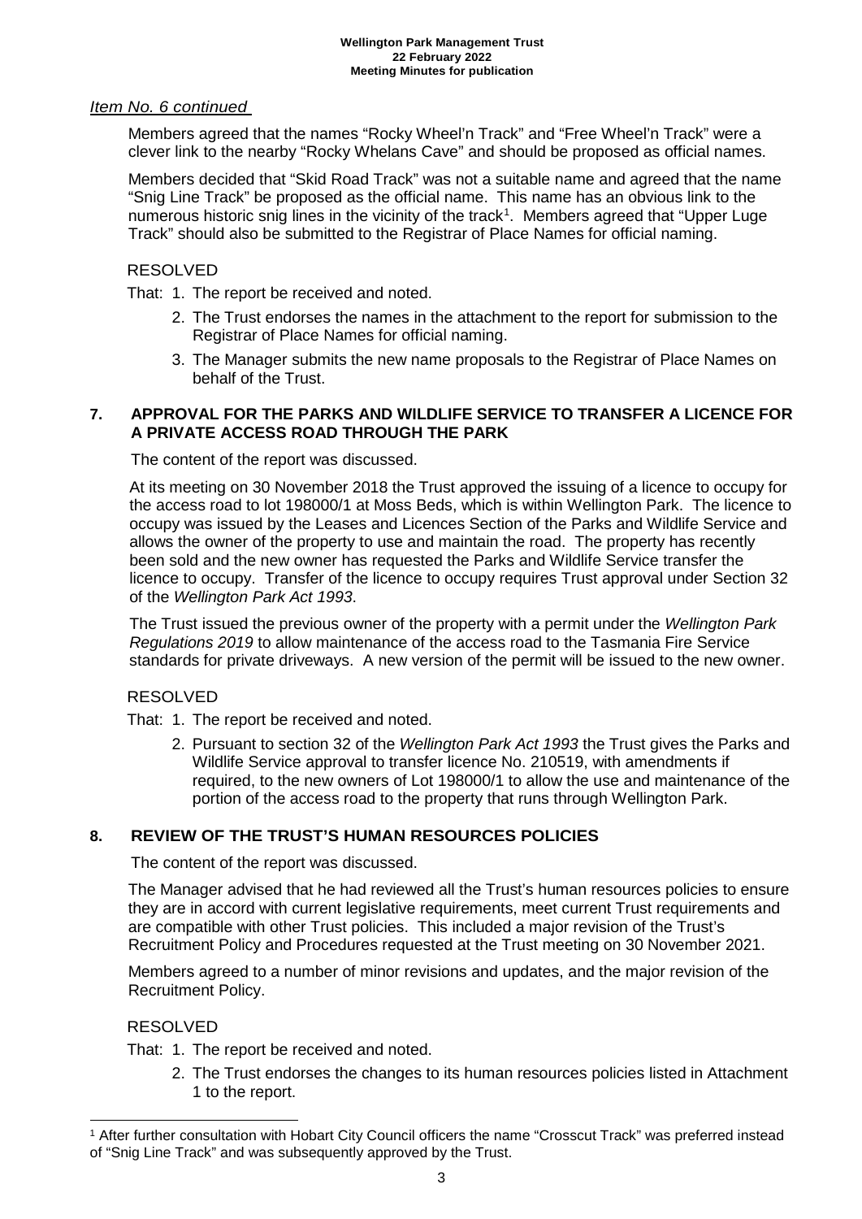*Item No. 6 continued*

Members agreed that the names "Rocky Wheel'n Track" and "Free Wheel'n Track" were a clever link to the nearby "Rocky Whelans Cave" and should be proposed as official names.

Members decided that "Skid Road Track" was not a suitable name and agreed that the name "Snig Line Track" be proposed as the official name. This name has an obvious link to the numerous historic snig lines in the vicinity of the track[1]. Members agreed that "Upper Luge Track" should also be submitted to the Registrar of Place Names for official naming.

RESOLVED

That:
1. The report be received and noted.
2. The Trust endorses the names in the attachment to the report for submission to the Registrar of Place Names for official naming.
3. The Manager submits the new name proposals to the Registrar of Place Names on behalf of the Trust.

## 7. APPROVAL FOR THE PARKS AND WILDLIFE SERVICE TO TRANSFER A LICENCE FOR A PRIVATE ACCESS ROAD THROUGH THE PARK

The content of the report was discussed.

At its meeting on 30 November 2018 the Trust approved the issuing of a licence to occupy for the access road to lot 198000/1 at Moss Beds, which is within Wellington Park. The licence to occupy was issued by the Leases and Licences Section of the Parks and Wildlife Service and allows the owner of the property to use and maintain the road. The property has recently been sold and the new owner has requested the Parks and Wildlife Service transfer the licence to occupy. Transfer of the licence to occupy requires Trust approval under Section 32 of the *Wellington Park Act 1993*.

The Trust issued the previous owner of the property with a permit under the *Wellington Park Regulations 2019* to allow maintenance of the access road to the Tasmania Fire Service standards for private driveways. A new version of the permit will be issued to the new owner.

RESOLVED

That:
1. The report be received and noted.
2. Pursuant to section 32 of the *Wellington Park Act 1993* the Trust gives the Parks and Wildlife Service approval to transfer licence No. 210519, with amendments if required, to the new owners of Lot 198000/1 to allow the use and maintenance of the portion of the access road to the property that runs through Wellington Park.

## 8. REVIEW OF THE TRUST'S HUMAN RESOURCES POLICIES

The content of the report was discussed.

The Manager advised that he had reviewed all the Trust's human resources policies to ensure they are in accord with current legislative requirements, meet current Trust requirements and are compatible with other Trust policies. This included a major revision of the Trust's Recruitment Policy and Procedures requested at the Trust meeting on 30 November 2021.

Members agreed to a number of minor revisions and updates, and the major revision of the Recruitment Policy.

RESOLVED

That:
1. The report be received and noted.
2. The Trust endorses the changes to its human resources policies listed in Attachment 1 to the report.

---

[1] After further consultation with Hobart City Council officers the name "Crosscut Track" was preferred instead of "Snig Line Track" and was subsequently approved by the Trust.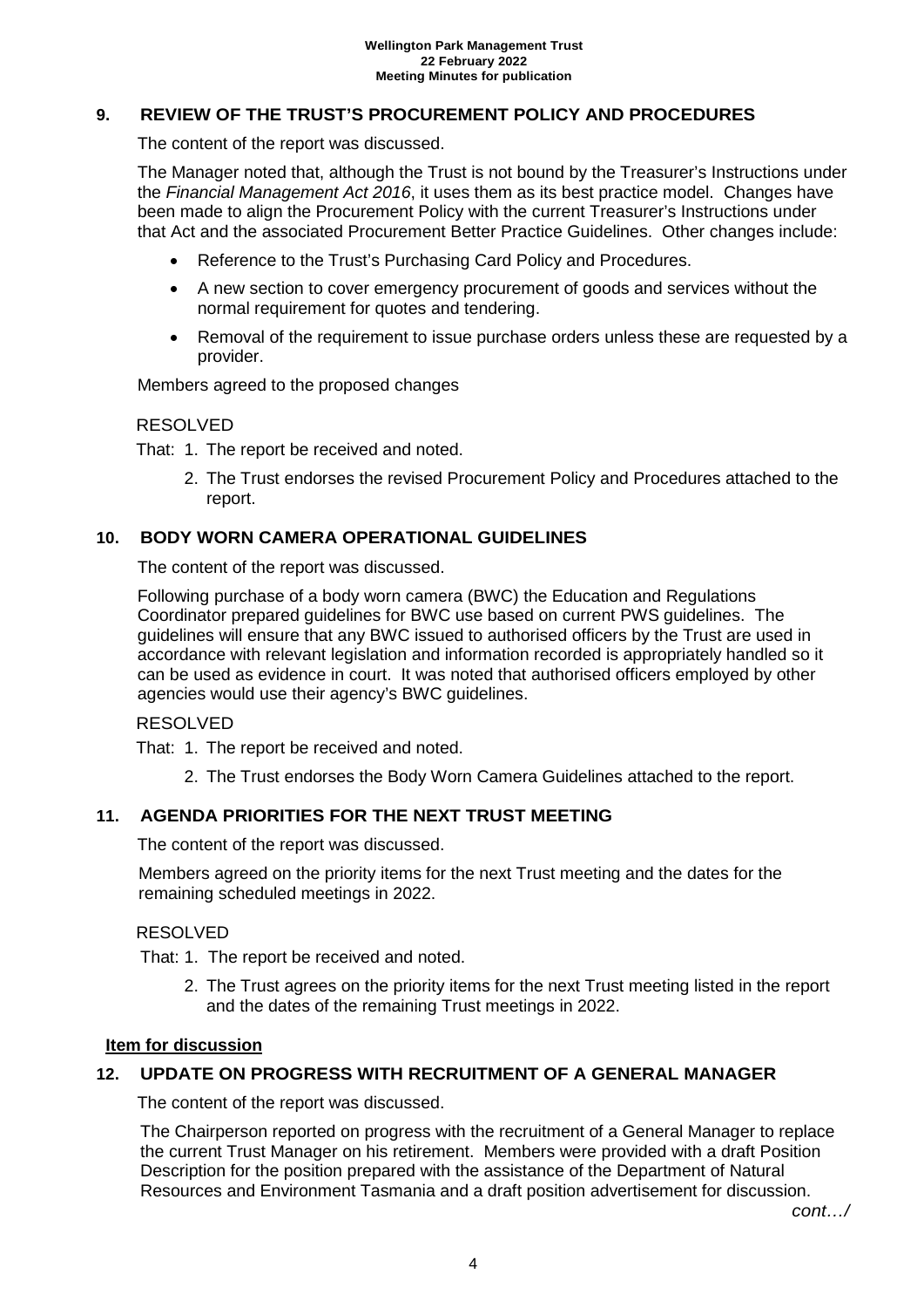## 9. REVIEW OF THE TRUST'S PROCUREMENT POLICY AND PROCEDURES

The content of the report was discussed.

The Manager noted that, although the Trust is not bound by the Treasurer's Instructions under the *Financial Management Act 2016*, it uses them as its best practice model. Changes have been made to align the Procurement Policy with the current Treasurer's Instructions under that Act and the associated Procurement Better Practice Guidelines. Other changes include:

- Reference to the Trust's Purchasing Card Policy and Procedures.
- A new section to cover emergency procurement of goods and services without the normal requirement for quotes and tendering.
- Removal of the requirement to issue purchase orders unless these are requested by a provider.

Members agreed to the proposed changes

RESOLVED

That: 1. The report be received and noted.

2. The Trust endorses the revised Procurement Policy and Procedures attached to the report.

## 10. BODY WORN CAMERA OPERATIONAL GUIDELINES

The content of the report was discussed.

Following purchase of a body worn camera (BWC) the Education and Regulations Coordinator prepared guidelines for BWC use based on current PWS guidelines. The guidelines will ensure that any BWC issued to authorised officers by the Trust are used in accordance with relevant legislation and information recorded is appropriately handled so it can be used as evidence in court. It was noted that authorised officers employed by other agencies would use their agency's BWC guidelines.

RESOLVED

That: 1. The report be received and noted.

2. The Trust endorses the Body Worn Camera Guidelines attached to the report.

## 11. AGENDA PRIORITIES FOR THE NEXT TRUST MEETING

The content of the report was discussed.

Members agreed on the priority items for the next Trust meeting and the dates for the remaining scheduled meetings in 2022.

RESOLVED

That: 1. The report be received and noted.

2. The Trust agrees on the priority items for the next Trust meeting listed in the report and the dates of the remaining Trust meetings in 2022.

**Item for discussion**

## 12. UPDATE ON PROGRESS WITH RECRUITMENT OF A GENERAL MANAGER

The content of the report was discussed.

The Chairperson reported on progress with the recruitment of a General Manager to replace the current Trust Manager on his retirement. Members were provided with a draft Position Description for the position prepared with the assistance of the Department of Natural Resources and Environment Tasmania and a draft position advertisement for discussion.

*cont…/*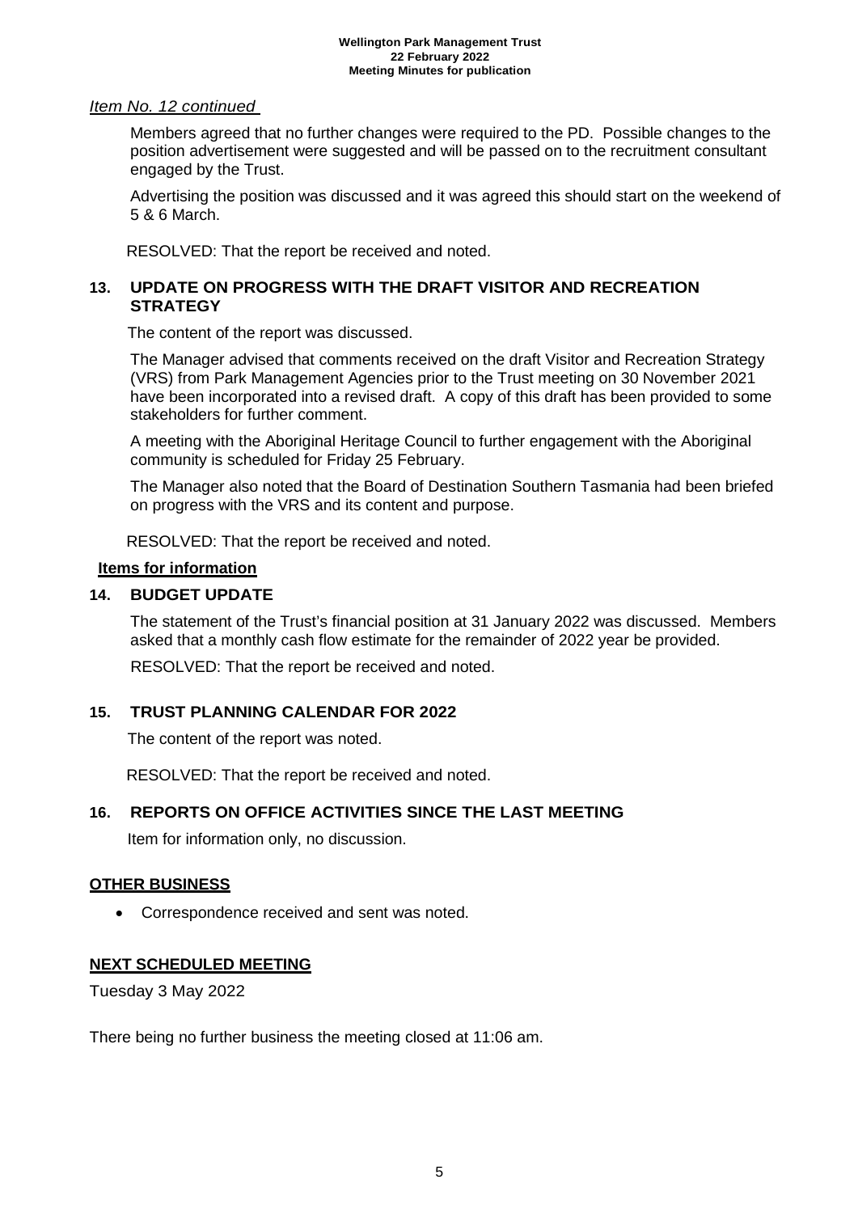*Item No. 12 continued*

Members agreed that no further changes were required to the PD. Possible changes to the position advertisement were suggested and will be passed on to the recruitment consultant engaged by the Trust.

Advertising the position was discussed and it was agreed this should start on the weekend of 5 & 6 March.

RESOLVED: That the report be received and noted.

### 13. UPDATE ON PROGRESS WITH THE DRAFT VISITOR AND RECREATION STRATEGY

The content of the report was discussed.

The Manager advised that comments received on the draft Visitor and Recreation Strategy (VRS) from Park Management Agencies prior to the Trust meeting on 30 November 2021 have been incorporated into a revised draft. A copy of this draft has been provided to some stakeholders for further comment.

A meeting with the Aboriginal Heritage Council to further engagement with the Aboriginal community is scheduled for Friday 25 February.

The Manager also noted that the Board of Destination Southern Tasmania had been briefed on progress with the VRS and its content and purpose.

RESOLVED: That the report be received and noted.

**Items for information**

### 14. BUDGET UPDATE

The statement of the Trust's financial position at 31 January 2022 was discussed. Members asked that a monthly cash flow estimate for the remainder of 2022 year be provided.

RESOLVED: That the report be received and noted.

### 15. TRUST PLANNING CALENDAR FOR 2022

The content of the report was noted.

RESOLVED: That the report be received and noted.

### 16. REPORTS ON OFFICE ACTIVITIES SINCE THE LAST MEETING

Item for information only, no discussion.

**OTHER BUSINESS**

- Correspondence received and sent was noted.

**NEXT SCHEDULED MEETING**

Tuesday 3 May 2022

There being no further business the meeting closed at 11:06 am.